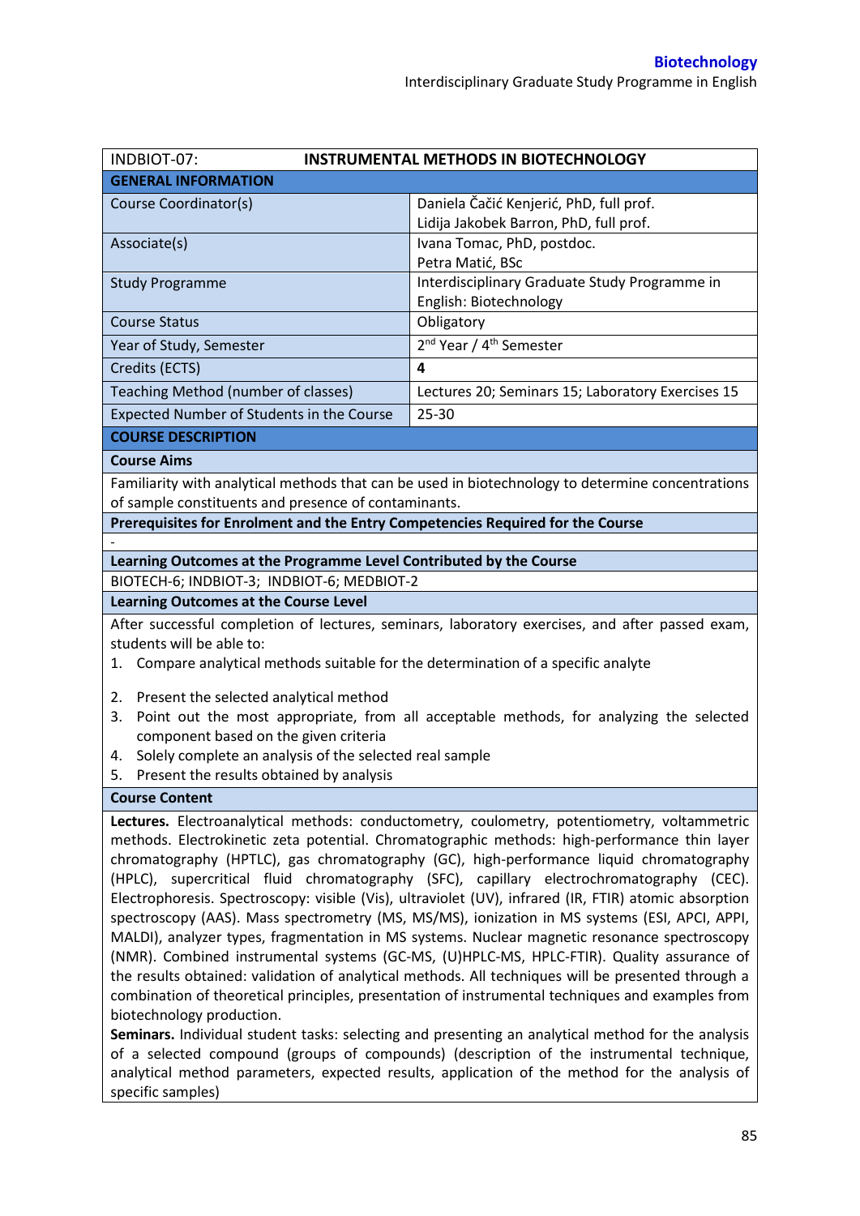| INDBIOT-07: | INSTRUMENTAL METHODS IN BIOTECHNOLOGY |
|---|---|
| **GENERAL INFORMATION** | |
| Course Coordinator(s) | Daniela Čačić Kenjerić, PhD, full prof.<br>Lidija Jakobek Barron, PhD, full prof. |
| Associate(s) | Ivana Tomac, PhD, postdoc.<br>Petra Matić, BSc |
| Study Programme | Interdisciplinary Graduate Study Programme in English: Biotechnology |
| Course Status | Obligatory |
| Year of Study, Semester | 2nd Year / 4th Semester |
| Credits (ECTS) | **4** |
| Teaching Method (number of classes) | Lectures 20; Seminars 15; Laboratory Exercises 15 |
| Expected Number of Students in the Course | 25-30 |

## COURSE DESCRIPTION

### Course Aims

Familiarity with analytical methods that can be used in biotechnology to determine concentrations of sample constituents and presence of contaminants.

### Prerequisites for Enrolment and the Entry Competencies Required for the Course

-

### Learning Outcomes at the Programme Level Contributed by the Course

BIOTECH-6; INDBIOT-3; INDBIOT-6; MEDBIOT-2

### Learning Outcomes at the Course Level

After successful completion of lectures, seminars, laboratory exercises, and after passed exam, students will be able to:

1. Compare analytical methods suitable for the determination of a specific analyte
2. Present the selected analytical method
3. Point out the most appropriate, from all acceptable methods, for analyzing the selected component based on the given criteria
4. Solely complete an analysis of the selected real sample
5. Present the results obtained by analysis

### Course Content

**Lectures.** Electroanalytical methods: conductometry, coulometry, potentiometry, voltammetric methods. Electrokinetic zeta potential. Chromatographic methods: high-performance thin layer chromatography (HPTLC), gas chromatography (GC), high-performance liquid chromatography (HPLC), supercritical fluid chromatography (SFC), capillary electrochromatography (CEC). Electrophoresis. Spectroscopy: visible (Vis), ultraviolet (UV), infrared (IR, FTIR) atomic absorption spectroscopy (AAS). Mass spectrometry (MS, MS/MS), ionization in MS systems (ESI, APCI, APPI, MALDI), analyzer types, fragmentation in MS systems. Nuclear magnetic resonance spectroscopy (NMR). Combined instrumental systems (GC-MS, (U)HPLC-MS, HPLC-FTIR). Quality assurance of the results obtained: validation of analytical methods. All techniques will be presented through a combination of theoretical principles, presentation of instrumental techniques and examples from biotechnology production.

**Seminars.** Individual student tasks: selecting and presenting an analytical method for the analysis of a selected compound (groups of compounds) (description of the instrumental technique, analytical method parameters, expected results, application of the method for the analysis of specific samples)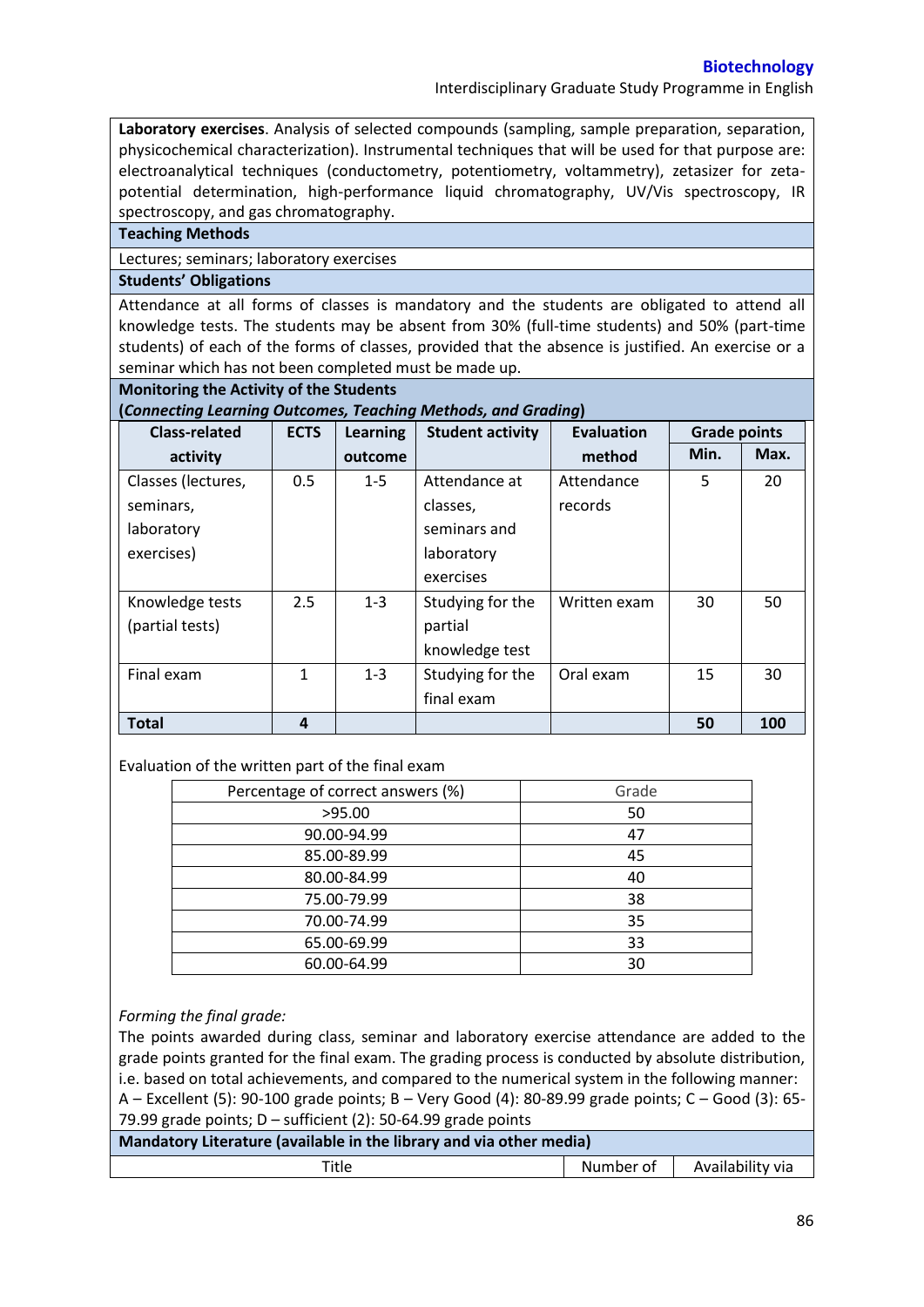**Laboratory exercises**. Analysis of selected compounds (sampling, sample preparation, separation, physicochemical characterization). Instrumental techniques that will be used for that purpose are: electroanalytical techniques (conductometry, potentiometry, voltammetry), zetasizer for zeta-potential determination, high-performance liquid chromatography, UV/Vis spectroscopy, IR spectroscopy, and gas chromatography.

**Teaching Methods**

Lectures; seminars; laboratory exercises

**Students' Obligations**

Attendance at all forms of classes is mandatory and the students are obligated to attend all knowledge tests. The students may be absent from 30% (full-time students) and 50% (part-time students) of each of the forms of classes, provided that the absence is justified. An exercise or a seminar which has not been completed must be made up.

**Monitoring the Activity of the Students**
**(*Connecting Learning Outcomes, Teaching Methods, and Grading*)**

| Class-related activity | ECTS | Learning outcome | Student activity | Evaluation method | Grade points | |
|---|---|---|---|---|---|---|
| | | | | | Min. | Max. |
| Classes (lectures, seminars, laboratory exercises) | 0.5 | 1-5 | Attendance at classes, seminars and laboratory exercises | Attendance records | 5 | 20 |
| Knowledge tests (partial tests) | 2.5 | 1-3 | Studying for the partial knowledge test | Written exam | 30 | 50 |
| Final exam | 1 | 1-3 | Studying for the final exam | Oral exam | 15 | 30 |
| **Total** | **4** | | | | **50** | **100** |

Evaluation of the written part of the final exam

| Percentage of correct answers (%) | Grade |
|---|---|
| >95.00 | 50 |
| 90.00-94.99 | 47 |
| 85.00-89.99 | 45 |
| 80.00-84.99 | 40 |
| 75.00-79.99 | 38 |
| 70.00-74.99 | 35 |
| 65.00-69.99 | 33 |
| 60.00-64.99 | 30 |

*Forming the final grade:*
The points awarded during class, seminar and laboratory exercise attendance are added to the grade points granted for the final exam. The grading process is conducted by absolute distribution, i.e. based on total achievements, and compared to the numerical system in the following manner: A – Excellent (5): 90-100 grade points; B – Very Good (4): 80-89.99 grade points; C – Good (3): 65-79.99 grade points; D – sufficient (2): 50-64.99 grade points

**Mandatory Literature (available in the library and via other media)**

| Title | Number of | Availability via |
|---|---|---|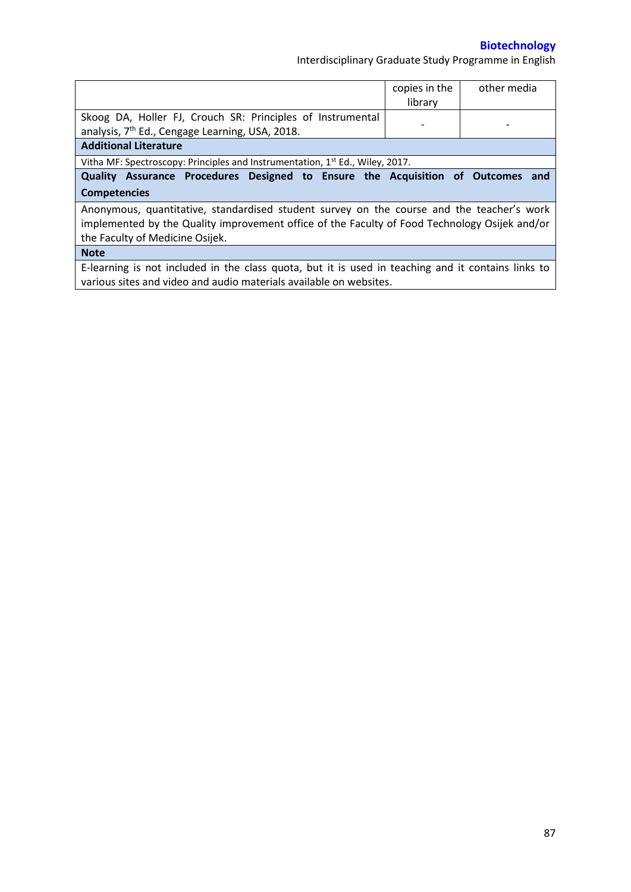| | copies in the library | other media |
|---|---|---|
| Skoog DA, Holler FJ, Crouch SR: Principles of Instrumental analysis, 7th Ed., Cengage Learning, USA, 2018. | - | - |

**Additional Literature**

Vitha MF: Spectroscopy: Principles and Instrumentation, 1st Ed., Wiley, 2017.

**Quality Assurance Procedures Designed to Ensure the Acquisition of Outcomes and Competencies**

Anonymous, quantitative, standardised student survey on the course and the teacher's work implemented by the Quality improvement office of the Faculty of Food Technology Osijek and/or the Faculty of Medicine Osijek.

**Note**

E-learning is not included in the class quota, but it is used in teaching and it contains links to various sites and video and audio materials available on websites.